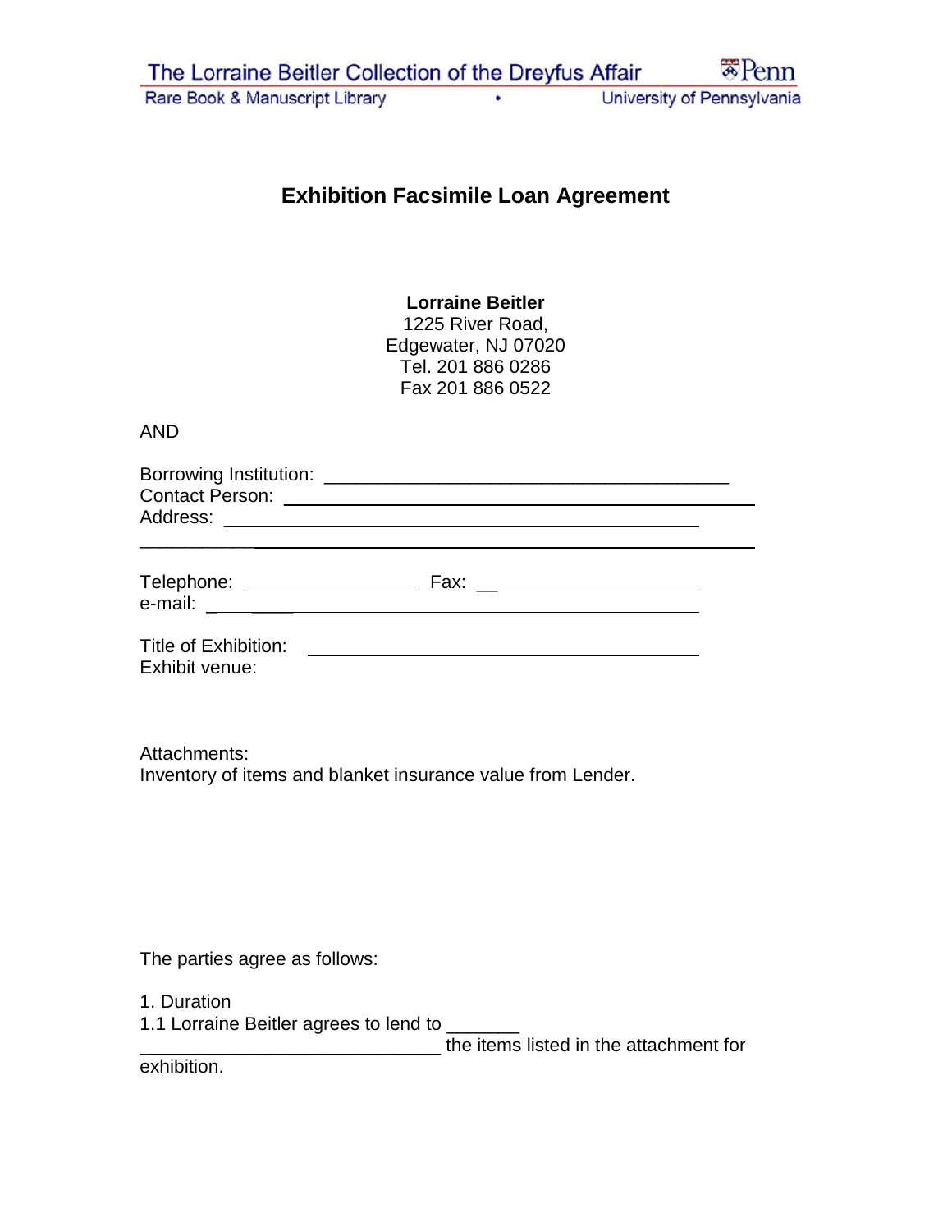# Exhibition Facsimile Loan Agreement

**Lorraine Beitler**
1225 River Road,
Edgewater, NJ 07020
Tel. 201 886 0286
Fax 201 886 0522

AND

Borrowing Institution: ______________________________________
Contact Person: ______________________________________
Address: ______________________________________
______________________________________________

Telephone: ________________ Fax: ________________
e-mail: ______________________________________

Title of Exhibition: ______________________________________
Exhibit venue:

Attachments:
Inventory of items and blanket insurance value from Lender.

The parties agree as follows:

1. Duration
1.1 Lorraine Beitler agrees to lend to _______
_____________________________ the items listed in the attachment for exhibition.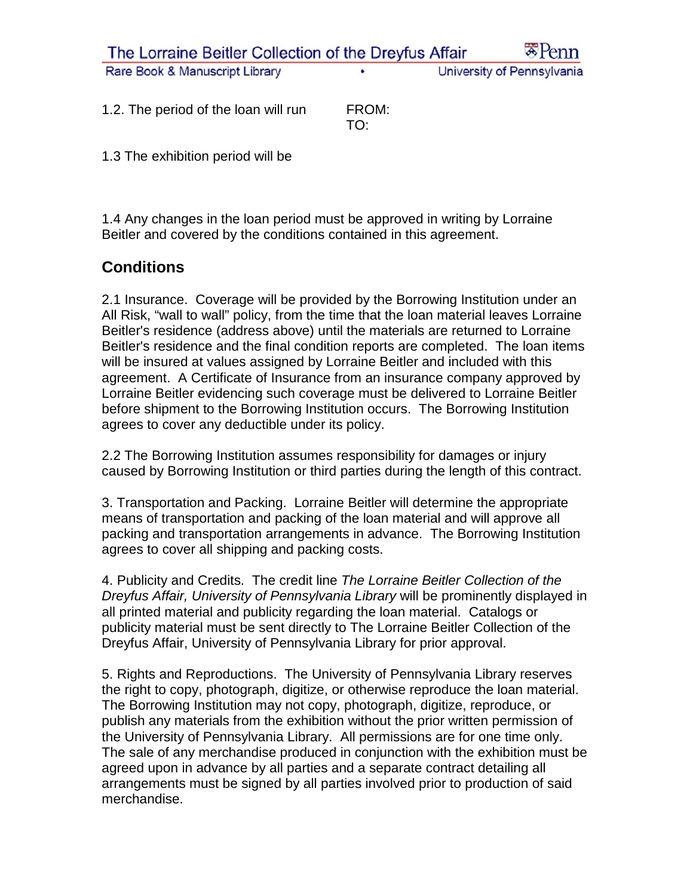1.2. The period of the loan will run FROM:
TO:

1.3 The exhibition period will be

1.4 Any changes in the loan period must be approved in writing by Lorraine Beitler and covered by the conditions contained in this agreement.

## Conditions

2.1 Insurance. Coverage will be provided by the Borrowing Institution under an All Risk, "wall to wall" policy, from the time that the loan material leaves Lorraine Beitler's residence (address above) until the materials are returned to Lorraine Beitler's residence and the final condition reports are completed. The loan items will be insured at values assigned by Lorraine Beitler and included with this agreement. A Certificate of Insurance from an insurance company approved by Lorraine Beitler evidencing such coverage must be delivered to Lorraine Beitler before shipment to the Borrowing Institution occurs. The Borrowing Institution agrees to cover any deductible under its policy.

2.2 The Borrowing Institution assumes responsibility for damages or injury caused by Borrowing Institution or third parties during the length of this contract.

3. Transportation and Packing. Lorraine Beitler will determine the appropriate means of transportation and packing of the loan material and will approve all packing and transportation arrangements in advance. The Borrowing Institution agrees to cover all shipping and packing costs.

4. Publicity and Credits. The credit line *The Lorraine Beitler Collection of the Dreyfus Affair, University of Pennsylvania Library* will be prominently displayed in all printed material and publicity regarding the loan material. Catalogs or publicity material must be sent directly to The Lorraine Beitler Collection of the Dreyfus Affair, University of Pennsylvania Library for prior approval.

5. Rights and Reproductions. The University of Pennsylvania Library reserves the right to copy, photograph, digitize, or otherwise reproduce the loan material. The Borrowing Institution may not copy, photograph, digitize, reproduce, or publish any materials from the exhibition without the prior written permission of the University of Pennsylvania Library. All permissions are for one time only. The sale of any merchandise produced in conjunction with the exhibition must be agreed upon in advance by all parties and a separate contract detailing all arrangements must be signed by all parties involved prior to production of said merchandise.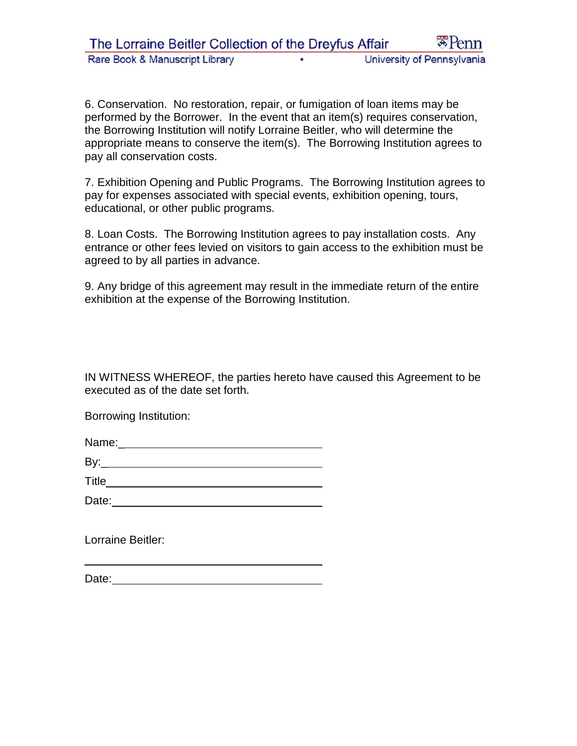6. Conservation. No restoration, repair, or fumigation of loan items may be performed by the Borrower. In the event that an item(s) requires conservation, the Borrowing Institution will notify Lorraine Beitler, who will determine the appropriate means to conserve the item(s). The Borrowing Institution agrees to pay all conservation costs.

7. Exhibition Opening and Public Programs. The Borrowing Institution agrees to pay for expenses associated with special events, exhibition opening, tours, educational, or other public programs.

8. Loan Costs. The Borrowing Institution agrees to pay installation costs. Any entrance or other fees levied on visitors to gain access to the exhibition must be agreed to by all parties in advance.

9. Any bridge of this agreement may result in the immediate return of the entire exhibition at the expense of the Borrowing Institution.

IN WITNESS WHEREOF, the parties hereto have caused this Agreement to be executed as of the date set forth.

Borrowing Institution:

Name:\_\_\_\_\_\_\_\_\_\_\_\_\_\_\_\_\_\_\_\_\_\_\_\_\_\_\_\_\_\_

By:\_\_\_\_\_\_\_\_\_\_\_\_\_\_\_\_\_\_\_\_\_\_\_\_\_\_\_\_\_\_\_\_

Title\_\_\_\_\_\_\_\_\_\_\_\_\_\_\_\_\_\_\_\_\_\_\_\_\_\_\_\_\_\_\_

Date:\_\_\_\_\_\_\_\_\_\_\_\_\_\_\_\_\_\_\_\_\_\_\_\_\_\_\_\_\_\_

Lorraine Beitler:

\_\_\_\_\_\_\_\_\_\_\_\_\_\_\_\_\_\_\_\_\_\_\_\_\_\_\_\_\_\_\_\_\_\_\_

Date:\_\_\_\_\_\_\_\_\_\_\_\_\_\_\_\_\_\_\_\_\_\_\_\_\_\_\_\_\_\_